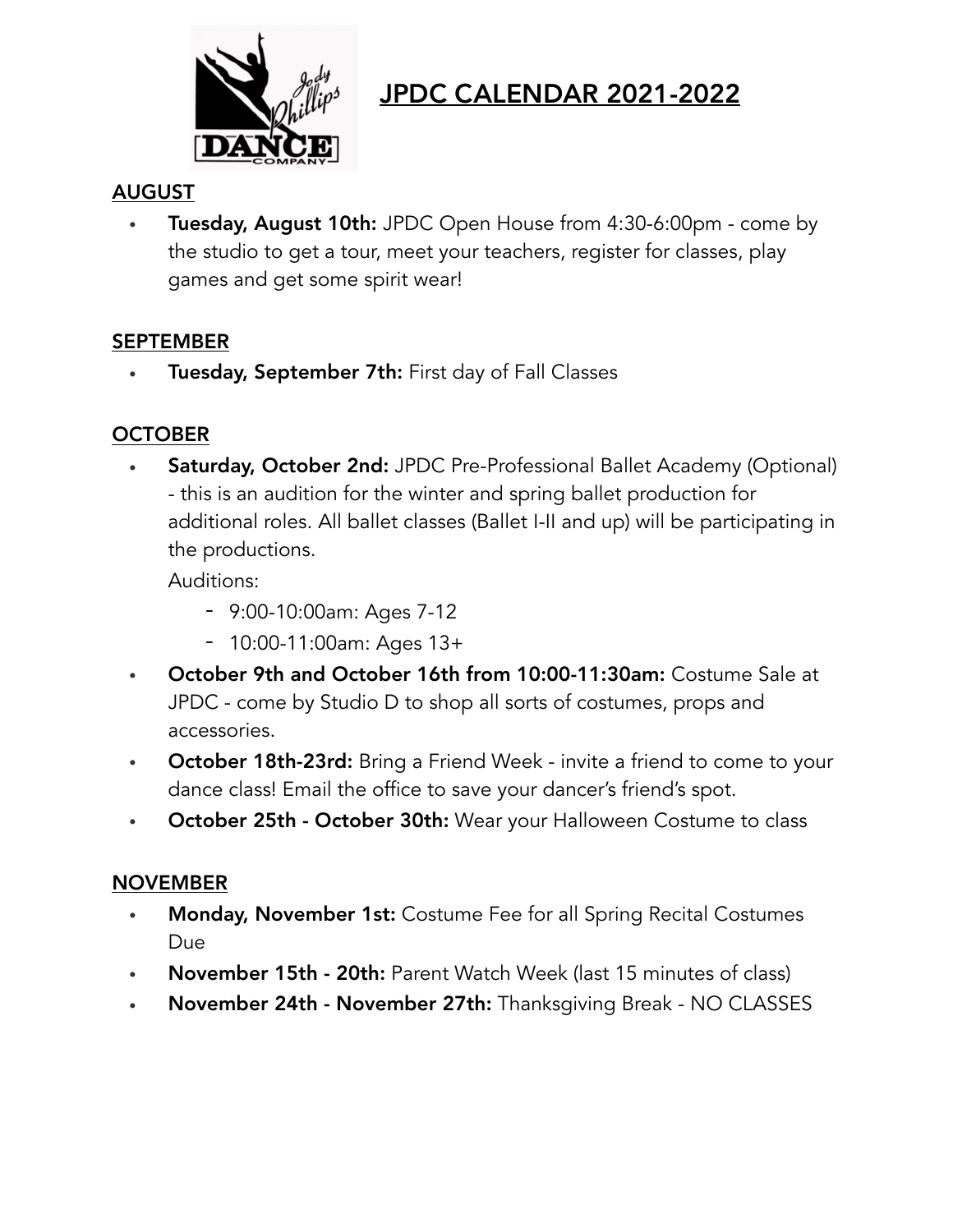# JPDC CALENDAR 2021-2022

## AUGUST

- **Tuesday, August 10th:** JPDC Open House from 4:30-6:00pm - come by the studio to get a tour, meet your teachers, register for classes, play games and get some spirit wear!

## SEPTEMBER

- **Tuesday, September 7th:** First day of Fall Classes

## OCTOBER

- **Saturday, October 2nd:** JPDC Pre-Professional Ballet Academy (Optional) - this is an audition for the winter and spring ballet production for additional roles. All ballet classes (Ballet I-II and up) will be participating in the productions.

  Auditions:
  - 9:00-10:00am: Ages 7-12
  - 10:00-11:00am: Ages 13+
- **October 9th and October 16th from 10:00-11:30am:** Costume Sale at JPDC - come by Studio D to shop all sorts of costumes, props and accessories.
- **October 18th-23rd:** Bring a Friend Week - invite a friend to come to your dance class! Email the office to save your dancer's friend's spot.
- **October 25th - October 30th:** Wear your Halloween Costume to class

## NOVEMBER

- **Monday, November 1st:** Costume Fee for all Spring Recital Costumes Due
- **November 15th - 20th:** Parent Watch Week (last 15 minutes of class)
- **November 24th - November 27th:** Thanksgiving Break - NO CLASSES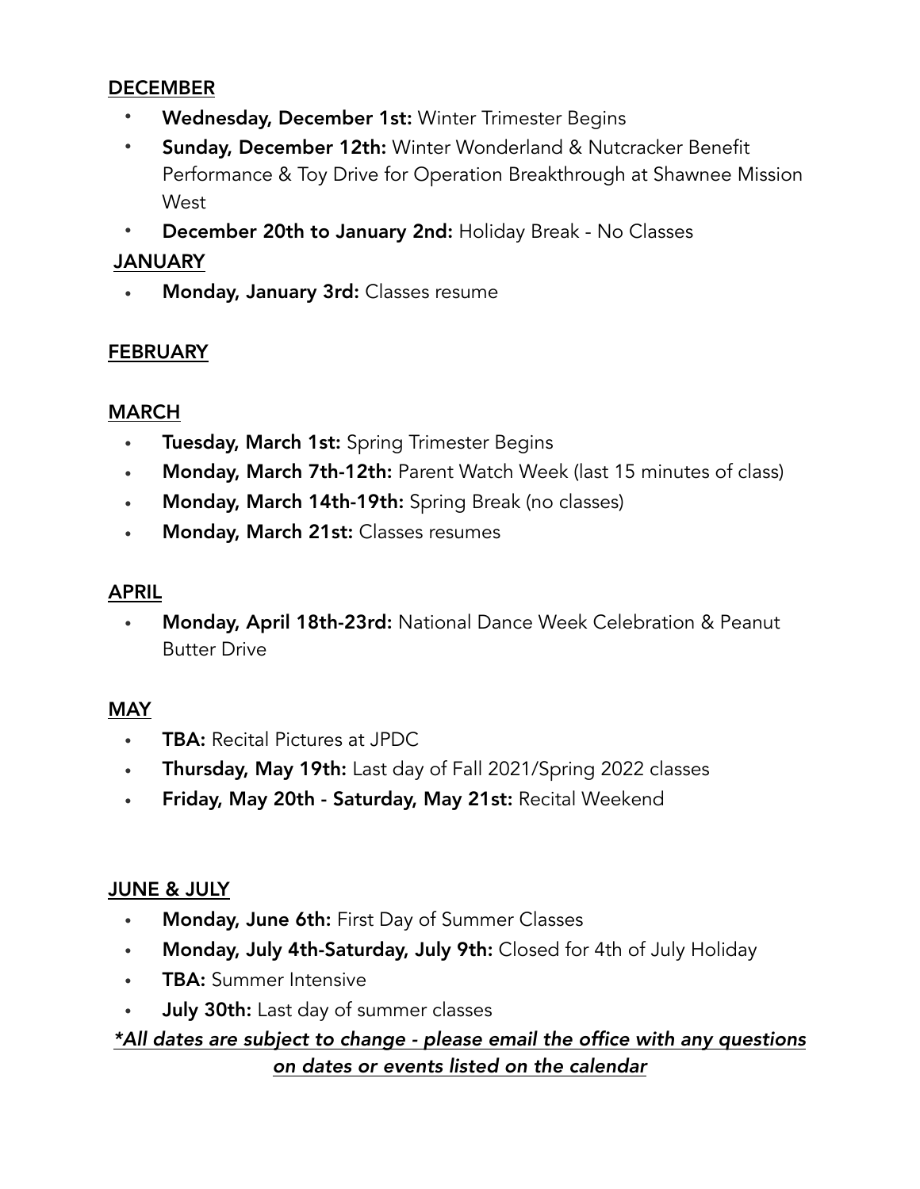**<u>DECEMBER</u>**

- **Wednesday, December 1st:** Winter Trimester Begins
- **Sunday, December 12th:** Winter Wonderland & Nutcracker Benefit Performance & Toy Drive for Operation Breakthrough at Shawnee Mission West
- **December 20th to January 2nd:** Holiday Break - No Classes

**<u>JANUARY</u>**

- **Monday, January 3rd:** Classes resume

**<u>FEBRUARY</u>**

**<u>MARCH</u>**

- **Tuesday, March 1st:** Spring Trimester Begins
- **Monday, March 7th-12th:** Parent Watch Week (last 15 minutes of class)
- **Monday, March 14th-19th:** Spring Break (no classes)
- **Monday, March 21st:** Classes resumes

**<u>APRIL</u>**

- **Monday, April 18th-23rd:** National Dance Week Celebration & Peanut Butter Drive

**<u>MAY</u>**

- **TBA:** Recital Pictures at JPDC
- **Thursday, May 19th:** Last day of Fall 2021/Spring 2022 classes
- **Friday, May 20th - Saturday, May 21st:** Recital Weekend

**<u>JUNE & JULY</u>**

- **Monday, June 6th:** First Day of Summer Classes
- **Monday, July 4th-Saturday, July 9th:** Closed for 4th of July Holiday
- **TBA:** Summer Intensive
- **July 30th:** Last day of summer classes

***<u>*All dates are subject to change - please email the office with any questions on dates or events listed on the calendar</u>***